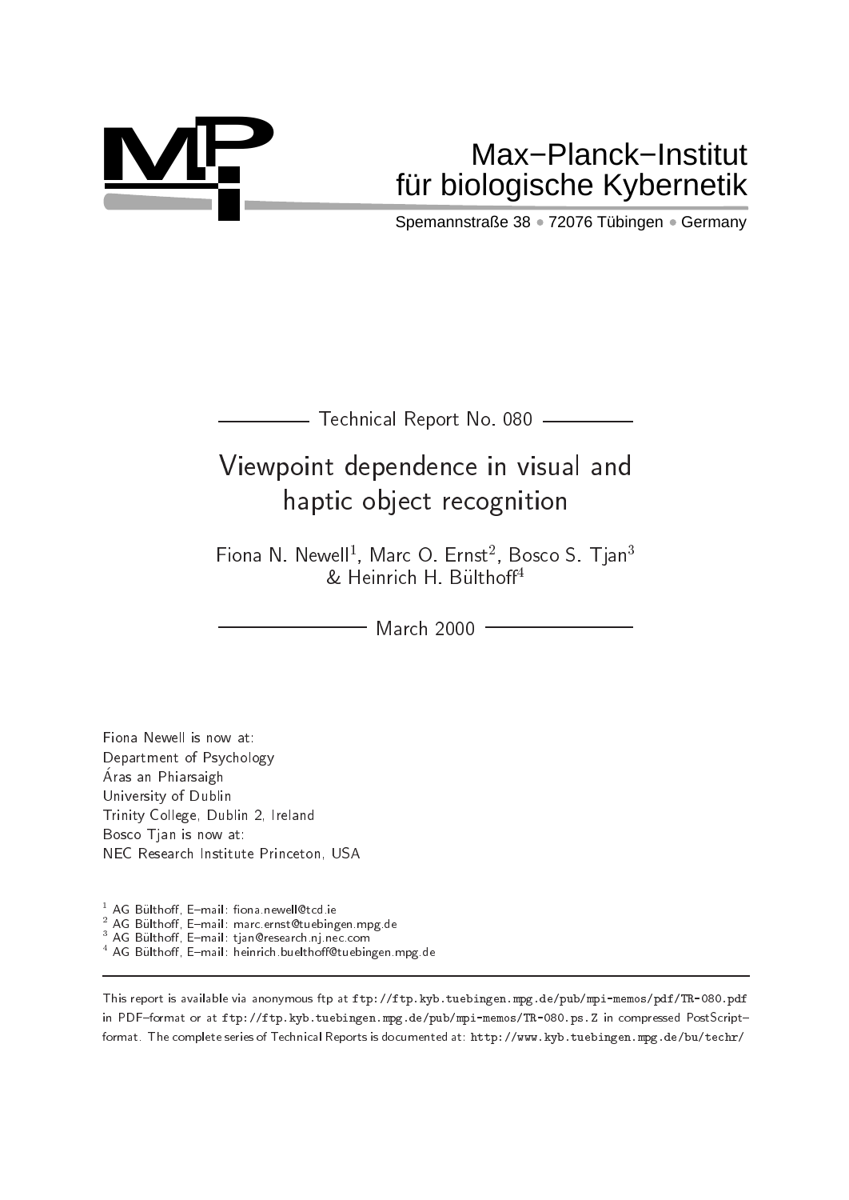Max–Planck–Institut
für biologische Kybernetik

Spemannstraße 38 • 72076 Tübingen • Germany

Technical Report No. 080

# Viewpoint dependence in visual and haptic object recognition

Fiona N. Newell[1], Marc O. Ernst[2], Bosco S. Tjan[3] & Heinrich H. Bülthoff[4]

March 2000

Fiona Newell is now at:
Department of Psychology
Áras an Phiarsaigh
University of Dublin
Trinity College, Dublin 2, Ireland
Bosco Tjan is now at:
NEC Research Institute Princeton, USA

[1] AG Bülthoff, E–mail: fiona.newell@tcd.ie
[2] AG Bülthoff, E–mail: marc.ernst@tuebingen.mpg.de
[3] AG Bülthoff, E–mail: tjan@research.nj.nec.com
[4] AG Bülthoff, E–mail: heinrich.buelthoff@tuebingen.mpg.de

This report is available via anonymous ftp at ftp://ftp.kyb.tuebingen.mpg.de/pub/mpi-memos/pdf/TR-080.pdf in PDF–format or at ftp://ftp.kyb.tuebingen.mpg.de/pub/mpi-memos/TR-080.ps.Z in compressed PostScript–format. The complete series of Technical Reports is documented at: http://www.kyb.tuebingen.mpg.de/bu/techr/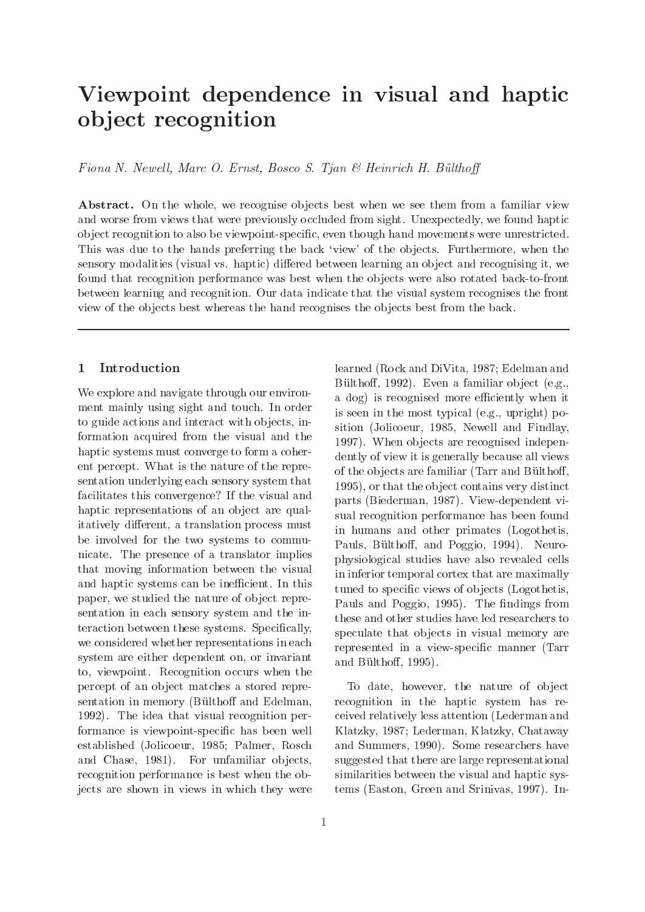# Viewpoint dependence in visual and haptic object recognition

*Fiona N. Newell, Marc O. Ernst, Bosco S. Tjan & Heinrich H. Bülthoff*

**Abstract.** On the whole, we recognise objects best when we see them from a familiar view and worse from views that were previously occluded from sight. Unexpectedly, we found haptic object recognition to also be viewpoint-specific, even though hand movements were unrestricted. This was due to the hands preferring the back 'view' of the objects. Furthermore, when the sensory modalities (visual vs. haptic) differed between learning an object and recognising it, we found that recognition performance was best when the objects were also rotated back-to-front between learning and recognition. Our data indicate that the visual system recognises the front view of the objects best whereas the hand recognises the objects best from the back.

## 1 Introduction

We explore and navigate through our environment mainly using sight and touch. In order to guide actions and interact with objects, information acquired from the visual and the haptic systems must converge to form a coherent percept. What is the nature of the representation underlying each sensory system that facilitates this convergence? If the visual and haptic representations of an object are qualitatively different, a translation process must be involved for the two systems to communicate. The presence of a translator implies that moving information between the visual and haptic systems can be inefficient. In this paper, we studied the nature of object representation in each sensory system and the interaction between these systems. Specifically, we considered whether representations in each system are either dependent on, or invariant to, viewpoint. Recognition occurs when the percept of an object matches a stored representation in memory (Bülthoff and Edelman, 1992). The idea that visual recognition performance is viewpoint-specific has been well established (Jolicoeur, 1985; Palmer, Rosch and Chase, 1981). For unfamiliar objects, recognition performance is best when the objects are shown in views in which they were learned (Rock and DiVita, 1987; Edelman and Bülthoff, 1992). Even a familiar object (e.g., a dog) is recognised more efficiently when it is seen in the most typical (e.g., upright) position (Jolicoeur, 1985, Newell and Findlay, 1997). When objects are recognised independently of view it is generally because all views of the objects are familiar (Tarr and Bülthoff, 1995), or that the object contains very distinct parts (Biederman, 1987). View-dependent visual recognition performance has been found in humans and other primates (Logothetis, Pauls, Bülthoff, and Poggio, 1994). Neurophysiological studies have also revealed cells in inferior temporal cortex that are maximally tuned to specific views of objects (Logothetis, Pauls and Poggio, 1995). The findings from these and other studies have led researchers to speculate that objects in visual memory are represented in a view-specific manner (Tarr and Bülthoff, 1995).

To date, however, the nature of object recognition in the haptic system has received relatively less attention (Lederman and Klatzky, 1987; Lederman, Klatzky, Chataway and Summers, 1990). Some researchers have suggested that there are large representational similarities between the visual and haptic systems (Easton, Green and Srinivas, 1997). In-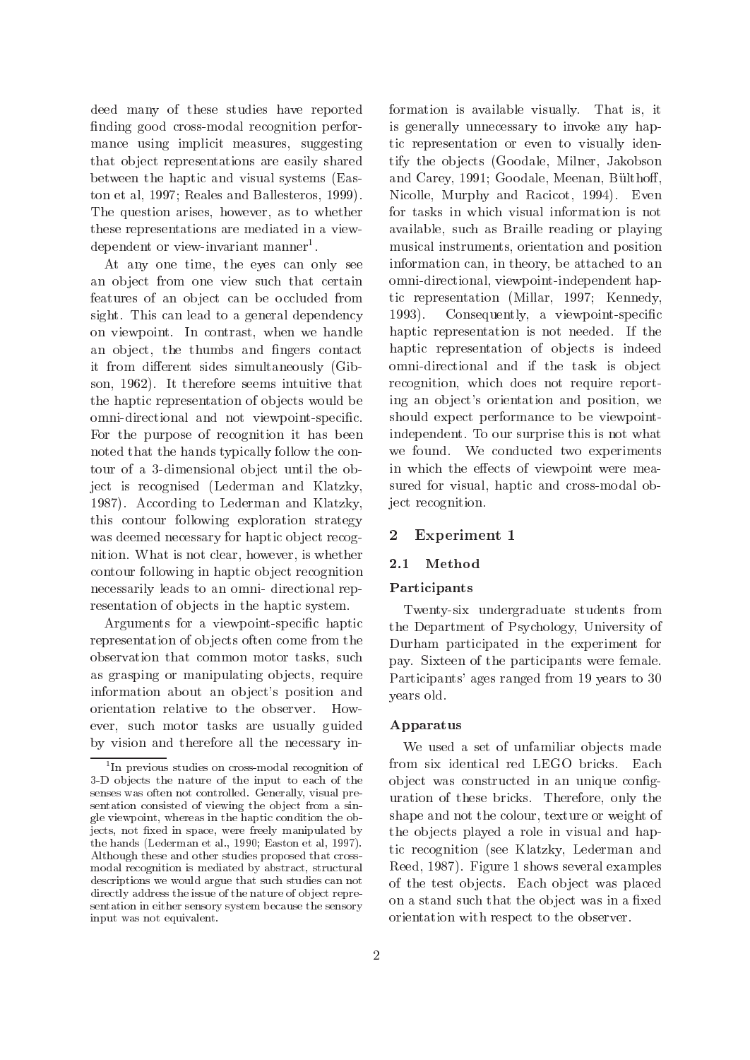deed many of these studies have reported finding good cross-modal recognition performance using implicit measures, suggesting that object representations are easily shared between the haptic and visual systems (Easton et al, 1997; Reales and Ballesteros, 1999). The question arises, however, as to whether these representations are mediated in a view-dependent or view-invariant manner[1].

At any one time, the eyes can only see an object from one view such that certain features of an object can be occluded from sight. This can lead to a general dependency on viewpoint. In contrast, when we handle an object, the thumbs and fingers contact it from different sides simultaneously (Gibson, 1962). It therefore seems intuitive that the haptic representation of objects would be omni-directional and not viewpoint-specific. For the purpose of recognition it has been noted that the hands typically follow the contour of a 3-dimensional object until the object is recognised (Lederman and Klatzky, 1987). According to Lederman and Klatzky, this contour following exploration strategy was deemed necessary for haptic object recognition. What is not clear, however, is whether contour following in haptic object recognition necessarily leads to an omni- directional representation of objects in the haptic system.

Arguments for a viewpoint-specific haptic representation of objects often come from the observation that common motor tasks, such as grasping or manipulating objects, require information about an object's position and orientation relative to the observer. However, such motor tasks are usually guided by vision and therefore all the necessary information is available visually. That is, it is generally unnecessary to invoke any haptic representation or even to visually identify the objects (Goodale, Milner, Jakobson and Carey, 1991; Goodale, Meenan, Bülthoff, Nicolle, Murphy and Racicot, 1994). Even for tasks in which visual information is not available, such as Braille reading or playing musical instruments, orientation and position information can, in theory, be attached to an omni-directional, viewpoint-independent haptic representation (Millar, 1997; Kennedy, 1993). Consequently, a viewpoint-specific haptic representation is not needed. If the haptic representation of objects is indeed omni-directional and if the task is object recognition, which does not require reporting an object's orientation and position, we should expect performance to be viewpoint-independent. To our surprise this is not what we found. We conducted two experiments in which the effects of viewpoint were measured for visual, haptic and cross-modal object recognition.

## 2 Experiment 1

### 2.1 Method

**Participants**

Twenty-six undergraduate students from the Department of Psychology, University of Durham participated in the experiment for pay. Sixteen of the participants were female. Participants' ages ranged from 19 years to 30 years old.

**Apparatus**

We used a set of unfamiliar objects made from six identical red LEGO bricks. Each object was constructed in an unique configuration of these bricks. Therefore, only the shape and not the colour, texture or weight of the objects played a role in visual and haptic recognition (see Klatzky, Lederman and Reed, 1987). Figure 1 shows several examples of the test objects. Each object was placed on a stand such that the object was in a fixed orientation with respect to the observer.

---

[1] In previous studies on cross-modal recognition of 3-D objects the nature of the input to each of the senses was often not controlled. Generally, visual presentation consisted of viewing the object from a single viewpoint, whereas in the haptic condition the objects, not fixed in space, were freely manipulated by the hands (Lederman et al., 1990; Easton et al, 1997). Although these and other studies proposed that cross-modal recognition is mediated by abstract, structural descriptions we would argue that such studies can not directly address the issue of the nature of object representation in either sensory system because the sensory input was not equivalent.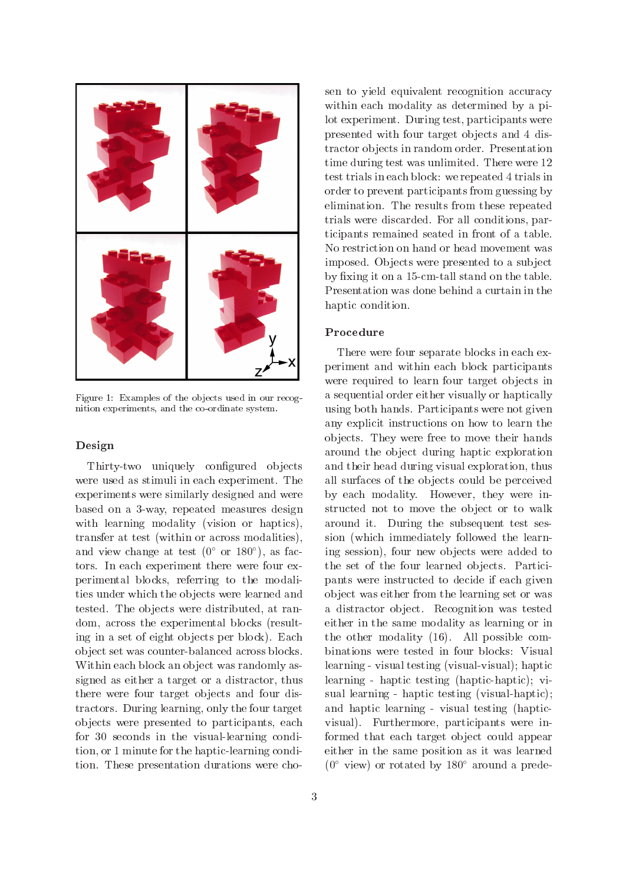Figure 1: Examples of the objects used in our recognition experiments, and the co-ordinate system.

## Design

Thirty-two uniquely configured objects were used as stimuli in each experiment. The experiments were similarly designed and were based on a 3-way, repeated measures design with learning modality (vision or haptics), transfer at test (within or across modalities), and view change at test ($0^\circ$ or $180^\circ$), as factors. In each experiment there were four experimental blocks, referring to the modalities under which the objects were learned and tested. The objects were distributed, at random, across the experimental blocks (resulting in a set of eight objects per block). Each object set was counter-balanced across blocks. Within each block an object was randomly assigned as either a target or a distractor, thus there were four target objects and four distractors. During learning, only the four target objects were presented to participants, each for 30 seconds in the visual-learning condition, or 1 minute for the haptic-learning condition. These presentation durations were chosen to yield equivalent recognition accuracy within each modality as determined by a pilot experiment. During test, participants were presented with four target objects and 4 distractor objects in random order. Presentation time during test was unlimited. There were 12 test trials in each block: we repeated 4 trials in order to prevent participants from guessing by elimination. The results from these repeated trials were discarded. For all conditions, participants remained seated in front of a table. No restriction on hand or head movement was imposed. Objects were presented to a subject by fixing it on a 15-cm-tall stand on the table. Presentation was done behind a curtain in the haptic condition.

## Procedure

There were four separate blocks in each experiment and within each block participants were required to learn four target objects in a sequential order either visually or haptically using both hands. Participants were not given any explicit instructions on how to learn the objects. They were free to move their hands around the object during haptic exploration and their head during visual exploration, thus all surfaces of the objects could be perceived by each modality. However, they were instructed not to move the object or to walk around it. During the subsequent test session (which immediately followed the learning session), four new objects were added to the set of the four learned objects. Participants were instructed to decide if each given object was either from the learning set or was a distractor object. Recognition was tested either in the same modality as learning or in the other modality (16). All possible combinations were tested in four blocks: Visual learning - visual testing (visual-visual); haptic learning - haptic testing (haptic-haptic); visual learning - haptic testing (visual-haptic); and haptic learning - visual testing (haptic-visual). Furthermore, participants were informed that each target object could appear either in the same position as it was learned ($0^\circ$ view) or rotated by $180^\circ$ around a prede-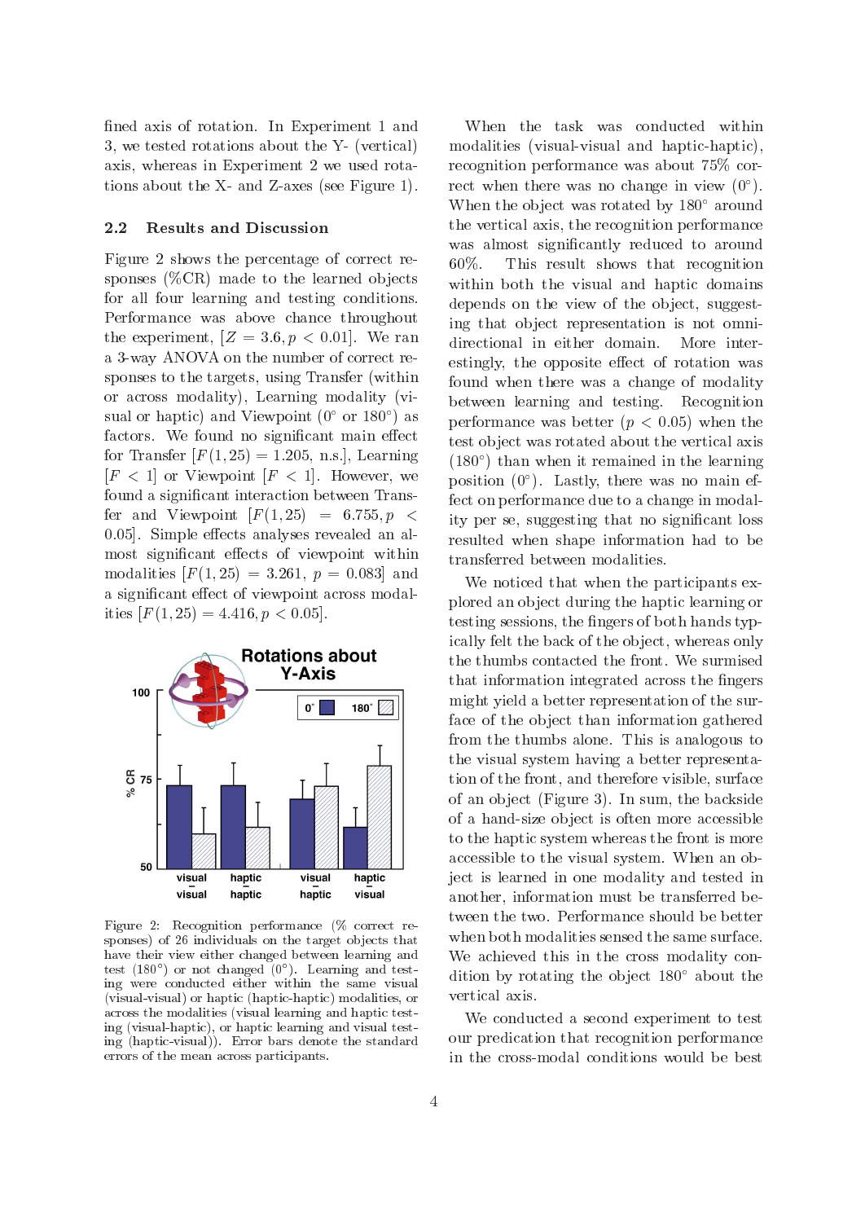fined axis of rotation. In Experiment 1 and 3, we tested rotations about the Y- (vertical) axis, whereas in Experiment 2 we used rotations about the X- and Z-axes (see Figure 1).

### 2.2 Results and Discussion

Figure 2 shows the percentage of correct responses (%CR) made to the learned objects for all four learning and testing conditions. Performance was above chance throughout the experiment, $[Z = 3.6, p < 0.01]$. We ran a 3-way ANOVA on the number of correct responses to the targets, using Transfer (within or across modality), Learning modality (visual or haptic) and Viewpoint (0° or 180°) as factors. We found no significant main effect for Transfer $[F(1,25) = 1.205$, n.s.], Learning $[F < 1]$ or Viewpoint $[F < 1]$. However, we found a significant interaction between Transfer and Viewpoint $[F(1,25) = 6.755, p < 0.05]$. Simple effects analyses revealed an almost significant effects of viewpoint within modalities $[F(1,25) = 3.261,\ p = 0.083]$ and a significant effect of viewpoint across modalities $[F(1,25) = 4.416, p < 0.05]$.

Figure 2: Recognition performance (% correct responses) of 26 individuals on the target objects that have their view either changed between learning and test (180°) or not changed (0°). Learning and testing were conducted either within the same visual (visual-visual) or haptic (haptic-haptic) modalities, or across the modalities (visual learning and haptic testing (visual-haptic), or haptic learning and visual testing (haptic-visual)). Error bars denote the standard errors of the mean across participants.

When the task was conducted within modalities (visual-visual and haptic-haptic), recognition performance was about 75% correct when there was no change in view (0°). When the object was rotated by 180° around the vertical axis, the recognition performance was almost significantly reduced to around 60%. This result shows that recognition within both the visual and haptic domains depends on the view of the object, suggesting that object representation is not omnidirectional in either domain. More interestingly, the opposite effect of rotation was found when there was a change of modality between learning and testing. Recognition performance was better ($p < 0.05$) when the test object was rotated about the vertical axis (180°) than when it remained in the learning position (0°). Lastly, there was no main effect on performance due to a change in modality per se, suggesting that no significant loss resulted when shape information had to be transferred between modalities.

We noticed that when the participants explored an object during the haptic learning or testing sessions, the fingers of both hands typically felt the back of the object, whereas only the thumbs contacted the front. We surmised that information integrated across the fingers might yield a better representation of the surface of the object than information gathered from the thumbs alone. This is analogous to the visual system having a better representation of the front, and therefore visible, surface of an object (Figure 3). In sum, the backside of a hand-size object is often more accessible to the haptic system whereas the front is more accessible to the visual system. When an object is learned in one modality and tested in another, information must be transferred between the two. Performance should be better when both modalities sensed the same surface. We achieved this in the cross modality condition by rotating the object 180° about the vertical axis.

We conducted a second experiment to test our predication that recognition performance in the cross-modal conditions would be best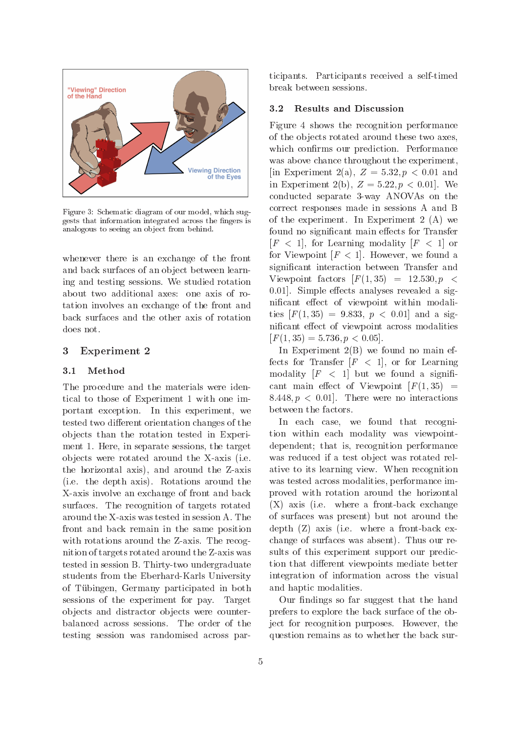Figure 3: Schematic diagram of our model, which suggests that information integrated across the fingers is analogous to seeing an object from behind.

whenever there is an exchange of the front and back surfaces of an object between learning and testing sessions. We studied rotation about two additional axes: one axis of rotation involves an exchange of the front and back surfaces and the other axis of rotation does not.

## 3 Experiment 2

### 3.1 Method

The procedure and the materials were identical to those of Experiment 1 with one important exception. In this experiment, we tested two different orientation changes of the objects than the rotation tested in Experiment 1. Here, in separate sessions, the target objects were rotated around the X-axis (i.e. the horizontal axis), and around the Z-axis (i.e. the depth axis). Rotations around the X-axis involve an exchange of front and back surfaces. The recognition of targets rotated around the X-axis was tested in session A. The front and back remain in the same position with rotations around the Z-axis. The recognition of targets rotated around the Z-axis was tested in session B. Thirty-two undergraduate students from the Eberhard-Karls University of Tübingen, Germany participated in both sessions of the experiment for pay. Target objects and distractor objects were counterbalanced across sessions. The order of the testing session was randomised across participants. Participants received a self-timed break between sessions.

### 3.2 Results and Discussion

Figure 4 shows the recognition performance of the objects rotated around these two axes, which confirms our prediction. Performance was above chance throughout the experiment, [in Experiment 2(a), $Z = 5.32, p < 0.01$ and in Experiment 2(b), $Z = 5.22, p < 0.01$]. We conducted separate 3-way ANOVAs on the correct responses made in sessions A and B of the experiment. In Experiment 2 (A) we found no significant main effects for Transfer [$F < 1$], for Learning modality [$F < 1$] or for Viewpoint [$F < 1$]. However, we found a significant interaction between Transfer and Viewpoint factors [$F(1, 35) = 12.530, p < 0.01$]. Simple effects analyses revealed a significant effect of viewpoint within modalities [$F(1, 35) = 9.833$, $p < 0.01$] and a significant effect of viewpoint across modalities [$F(1, 35) = 5.736, p < 0.05$].

In Experiment 2(B) we found no main effects for Transfer [$F < 1$], or for Learning modality [$F < 1$] but we found a significant main effect of Viewpoint [$F(1, 35) = 8.448, p < 0.01$]. There were no interactions between the factors.

In each case, we found that recognition within each modality was viewpoint-dependent; that is, recognition performance was reduced if a test object was rotated relative to its learning view. When recognition was tested across modalities, performance improved with rotation around the horizontal (X) axis (i.e. where a front-back exchange of surfaces was present) but not around the depth (Z) axis (i.e. where a front-back exchange of surfaces was absent). Thus our results of this experiment support our prediction that different viewpoints mediate better integration of information across the visual and haptic modalities.

Our findings so far suggest that the hand prefers to explore the back surface of the object for recognition purposes. However, the question remains as to whether the back sur-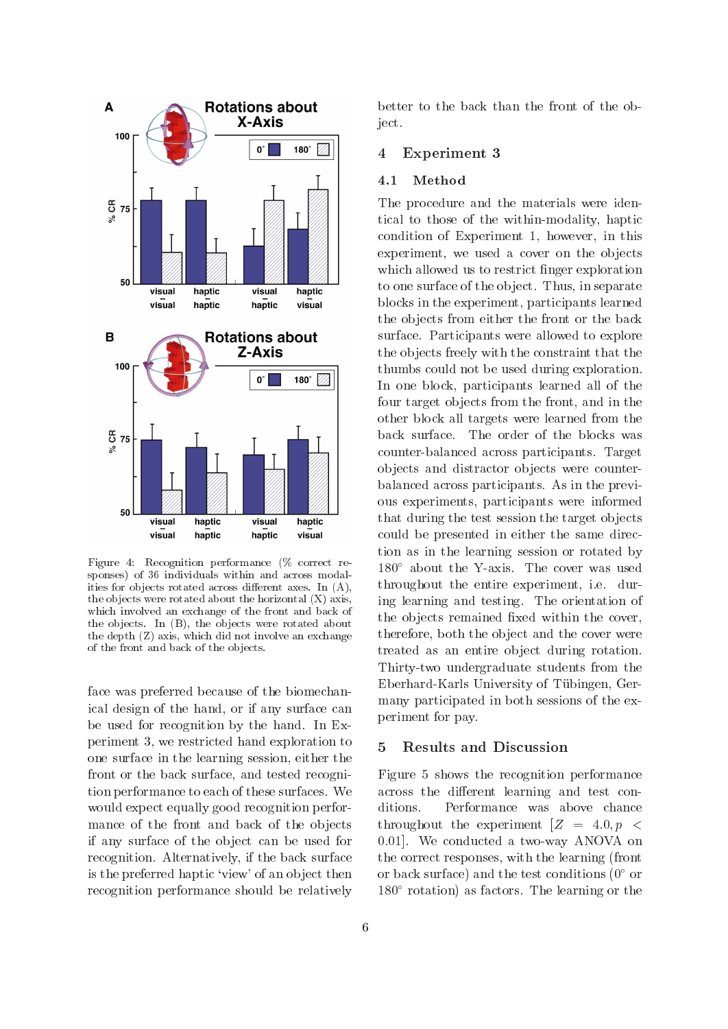Figure 4: Recognition performance (% correct responses) of 36 individuals within and across modalities for objects rotated across different axes. In (A), the objects were rotated about the horizontal (X) axis, which involved an exchange of the front and back of the objects. In (B), the objects were rotated about the depth (Z) axis, which did not involve an exchange of the front and back of the objects.

face was preferred because of the biomechanical design of the hand, or if any surface can be used for recognition by the hand. In Experiment 3, we restricted hand exploration to one surface in the learning session, either the front or the back surface, and tested recognition performance to each of these surfaces. We would expect equally good recognition performance of the front and back of the objects if any surface of the object can be used for recognition. Alternatively, if the back surface is the preferred haptic 'view' of an object then recognition performance should be relatively better to the back than the front of the object.

## 4 Experiment 3

### 4.1 Method

The procedure and the materials were identical to those of the within-modality, haptic condition of Experiment 1, however, in this experiment, we used a cover on the objects which allowed us to restrict finger exploration to one surface of the object. Thus, in separate blocks in the experiment, participants learned the objects from either the front or the back surface. Participants were allowed to explore the objects freely with the constraint that the thumbs could not be used during exploration. In one block, participants learned all of the four target objects from the front, and in the other block all targets were learned from the back surface. The order of the blocks was counter-balanced across participants. Target objects and distractor objects were counter-balanced across participants. As in the previous experiments, participants were informed that during the test session the target objects could be presented in either the same direction as in the learning session or rotated by 180° about the Y-axis. The cover was used throughout the entire experiment, i.e. during learning and testing. The orientation of the objects remained fixed within the cover, therefore, both the object and the cover were treated as an entire object during rotation. Thirty-two undergraduate students from the Eberhard-Karls University of Tübingen, Germany participated in both sessions of the experiment for pay.

## 5 Results and Discussion

Figure 5 shows the recognition performance across the different learning and test conditions. Performance was above chance throughout the experiment [$Z = 4.0, p < 0.01$]. We conducted a two-way ANOVA on the correct responses, with the learning (front or back surface) and the test conditions (0° or 180° rotation) as factors. The learning or the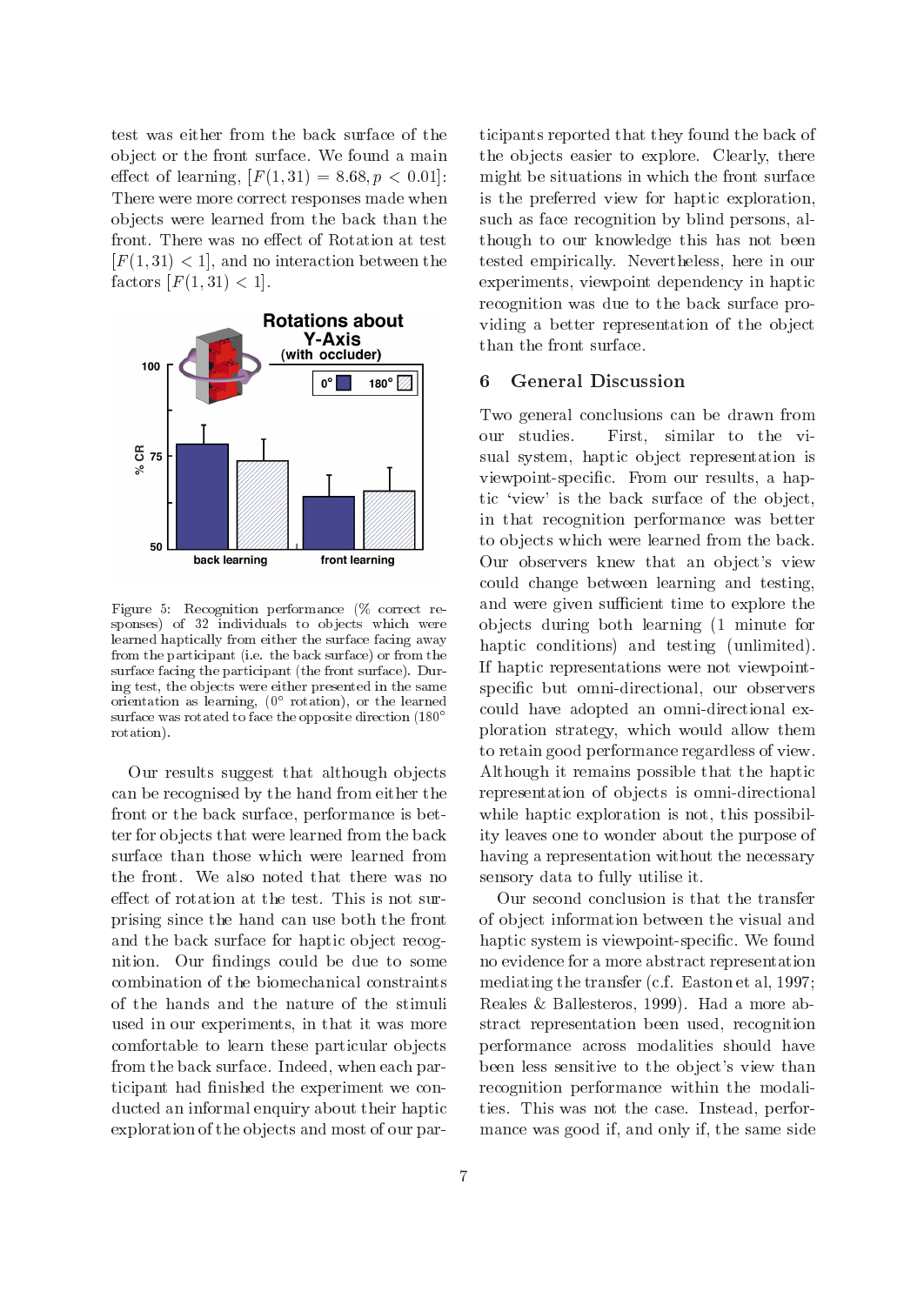test was either from the back surface of the object or the front surface. We found a main effect of learning, $[F(1, 31) = 8.68, p < 0.01]$: There were more correct responses made when objects were learned from the back than the front. There was no effect of Rotation at test $[F(1, 31) < 1]$, and no interaction between the factors $[F(1, 31) < 1]$.

Figure 5: Recognition performance (% correct responses) of 32 individuals to objects which were learned haptically from either the surface facing away from the participant (i.e. the back surface) or from the surface facing the participant (the front surface). During test, the objects were either presented in the same orientation as learning, (0° rotation), or the learned surface was rotated to face the opposite direction (180° rotation).

Our results suggest that although objects can be recognised by the hand from either the front or the back surface, performance is better for objects that were learned from the back surface than those which were learned from the front. We also noted that there was no effect of rotation at the test. This is not surprising since the hand can use both the front and the back surface for haptic object recognition. Our findings could be due to some combination of the biomechanical constraints of the hands and the nature of the stimuli used in our experiments, in that it was more comfortable to learn these particular objects from the back surface. Indeed, when each participant had finished the experiment we conducted an informal enquiry about their haptic exploration of the objects and most of our participants reported that they found the back of the objects easier to explore. Clearly, there might be situations in which the front surface is the preferred view for haptic exploration, such as face recognition by blind persons, although to our knowledge this has not been tested empirically. Nevertheless, here in our experiments, viewpoint dependency in haptic recognition was due to the back surface providing a better representation of the object than the front surface.

## 6 General Discussion

Two general conclusions can be drawn from our studies. First, similar to the visual system, haptic object representation is viewpoint-specific. From our results, a haptic 'view' is the back surface of the object, in that recognition performance was better to objects which were learned from the back. Our observers knew that an object's view could change between learning and testing, and were given sufficient time to explore the objects during both learning (1 minute for haptic conditions) and testing (unlimited). If haptic representations were not viewpoint-specific but omni-directional, our observers could have adopted an omni-directional exploration strategy, which would allow them to retain good performance regardless of view. Although it remains possible that the haptic representation of objects is omni-directional while haptic exploration is not, this possibility leaves one to wonder about the purpose of having a representation without the necessary sensory data to fully utilise it.

Our second conclusion is that the transfer of object information between the visual and haptic system is viewpoint-specific. We found no evidence for a more abstract representation mediating the transfer (c.f. Easton et al, 1997; Reales & Ballesteros, 1999). Had a more abstract representation been used, recognition performance across modalities should have been less sensitive to the object's view than recognition performance within the modalities. This was not the case. Instead, performance was good if, and only if, the same side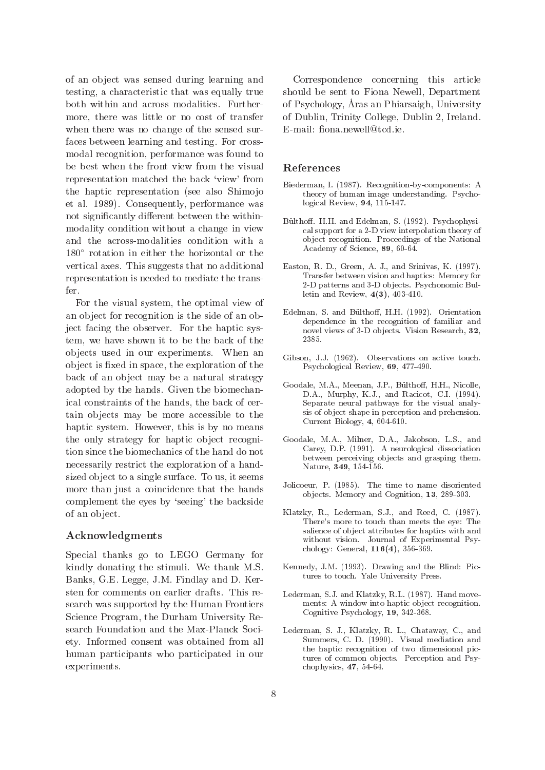of an object was sensed during learning and testing, a characteristic that was equally true both within and across modalities. Furthermore, there was little or no cost of transfer when there was no change of the sensed surfaces between learning and testing. For cross-modal recognition, performance was found to be best when the front view from the visual representation matched the back 'view' from the haptic representation (see also Shimojo et al. 1989). Consequently, performance was not significantly different between the within-modality condition without a change in view and the across-modalities condition with a $180°$ rotation in either the horizontal or the vertical axes. This suggests that no additional representation is needed to mediate the transfer.

For the visual system, the optimal view of an object for recognition is the side of an object facing the observer. For the haptic system, we have shown it to be the back of the objects used in our experiments. When an object is fixed in space, the exploration of the back of an object may be a natural strategy adopted by the hands. Given the biomechanical constraints of the hands, the back of certain objects may be more accessible to the haptic system. However, this is by no means the only strategy for haptic object recognition since the biomechanics of the hand do not necessarily restrict the exploration of a hand-sized object to a single surface. To us, it seems more than just a coincidence that the hands complement the eyes by 'seeing' the backside of an object.

## Acknowledgments

Special thanks go to LEGO Germany for kindly donating the stimuli. We thank M.S. Banks, G.E. Legge, J.M. Findlay and D. Kersten for comments on earlier drafts. This research was supported by the Human Frontiers Science Program, the Durham University Research Foundation and the Max-Planck Society. Informed consent was obtained from all human participants who participated in our experiments.

Correspondence concerning this article should be sent to Fiona Newell, Department of Psychology, Áras an Phiarsaigh, University of Dublin, Trinity College, Dublin 2, Ireland. E-mail: fiona.newell@tcd.ie.

## References

Biederman, I. (1987). Recognition-by-components: A theory of human image understanding. Psychological Review, **94**, 115-147.

Bülthoff. H.H. and Edelman, S. (1992). Psychophysical support for a 2-D view interpolation theory of object recognition. Proceedings of the National Academy of Science, **89**, 60-64.

Easton, R. D., Green, A. J., and Srinivas, K. (1997). Transfer between vision and haptics: Memory for 2-D patterns and 3-D objects. Psychonomic Bulletin and Review, **4(3)**, 403-410.

Edelman, S. and Bülthoff, H.H. (1992). Orientation dependence in the recognition of familiar and novel views of 3-D objects. Vision Research, **32**, 2385.

Gibson, J.J. (1962). Observations on active touch. Psychological Review, **69**, 477-490.

Goodale, M.A., Meenan, J.P., Bülthoff, H.H., Nicolle, D.A., Murphy, K.J., and Racicot, C.I. (1994). Separate neural pathways for the visual analysis of object shape in perception and prehension. Current Biology, **4**, 604-610.

Goodale, M.A., Milner, D.A., Jakobson, L.S., and Carey, D.P. (1991). A neurological dissociation between perceiving objects and grasping them. Nature, **349**, 154-156.

Jolicoeur, P. (1985). The time to name disoriented objects. Memory and Cognition, **13**, 289-303.

Klatzky, R., Lederman, S.J., and Reed, C. (1987). There's more to touch than meets the eye: The salience of object attributes for haptics with and without vision. Journal of Experimental Psychology: General, **116(4)**, 356-369.

Kennedy, J.M. (1993). Drawing and the Blind: Pictures to touch. Yale University Press.

Lederman, S.J. and Klatzky, R.L. (1987). Hand movements: A window into haptic object recognition. Cognitive Psychology, **19**, 342-368.

Lederman, S. J., Klatzky, R. L., Chataway, C., and Summers, C. D. (1990). Visual mediation and the haptic recognition of two dimensional pictures of common objects. Perception and Psychophysics, **47**, 54-64.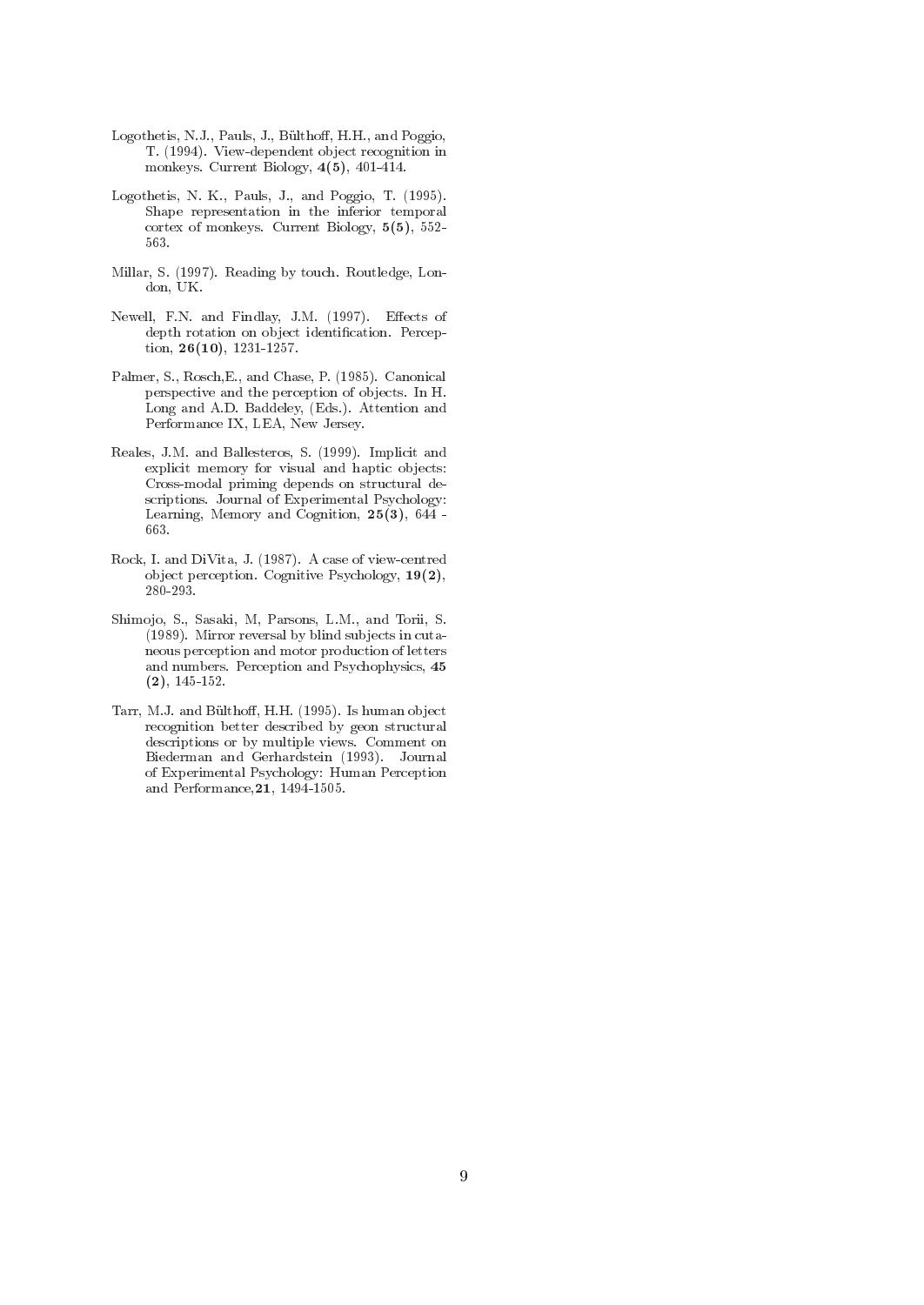Logothetis, N.J., Pauls, J., Bülthoff, H.H., and Poggio, T. (1994). View-dependent object recognition in monkeys. Current Biology, **4(5)**, 401-414.

Logothetis, N. K., Pauls, J., and Poggio, T. (1995). Shape representation in the inferior temporal cortex of monkeys. Current Biology, **5(5)**, 552-563.

Millar, S. (1997). Reading by touch. Routledge, London, UK.

Newell, F.N. and Findlay, J.M. (1997). Effects of depth rotation on object identification. Perception, **26(10)**, 1231-1257.

Palmer, S., Rosch,E., and Chase, P. (1985). Canonical perspective and the perception of objects. In H. Long and A.D. Baddeley, (Eds.). Attention and Performance IX, LEA, New Jersey.

Reales, J.M. and Ballesteros, S. (1999). Implicit and explicit memory for visual and haptic objects: Cross-modal priming depends on structural descriptions. Journal of Experimental Psychology: Learning, Memory and Cognition, **25(3)**, 644 - 663.

Rock, I. and DiVita, J. (1987). A case of view-centred object perception. Cognitive Psychology, **19(2)**, 280-293.

Shimojo, S., Sasaki, M, Parsons, L.M., and Torii, S. (1989). Mirror reversal by blind subjects in cutaneous perception and motor production of letters and numbers. Perception and Psychophysics, **45 (2)**, 145-152.

Tarr, M.J. and Bülthoff, H.H. (1995). Is human object recognition better described by geon structural descriptions or by multiple views. Comment on Biederman and Gerhardstein (1993). Journal of Experimental Psychology: Human Perception and Performance,**21**, 1494-1505.